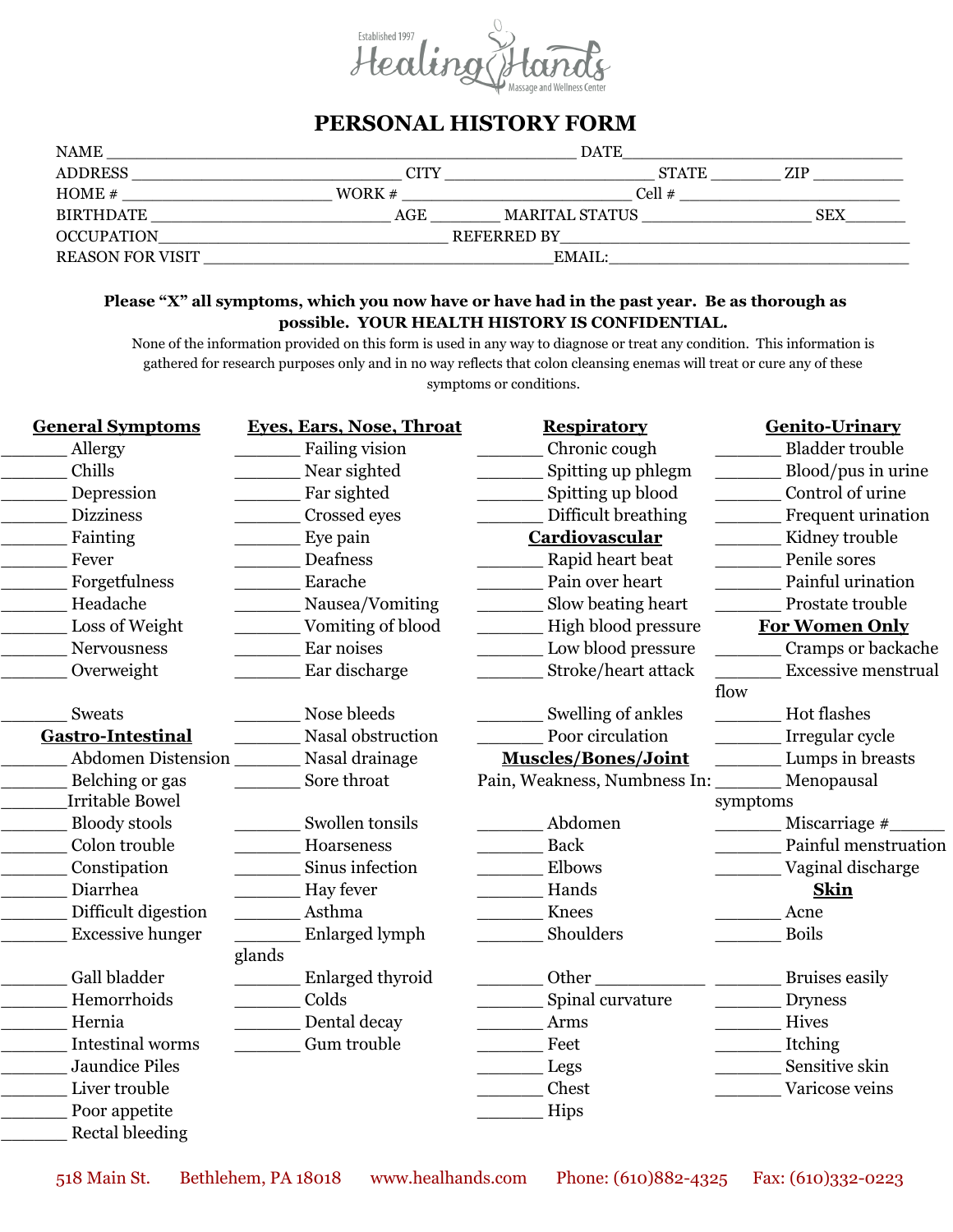Established 1997

**Healing Hands**

Massage and Wellness Center

# PERSONAL HISTORY FORM

NAME ______________________________________________________ DATE________________________________

ADDRESS ______________________________ CITY ________________________ STATE ________ ZIP __________

HOME # ________________________ WORK # ________________________ Cell # _________________________

BIRTHDATE ___________________________ AGE ________ MARITAL STATUS ___________________ SEX_______

OCCUPATION_________________________________ REFERRED BY_____________________________________

REASON FOR VISIT ________________________________________EMAIL:_________________________________

**Please "X" all symptoms, which you now have or have had in the past year. Be as thorough as possible. YOUR HEALTH HISTORY IS CONFIDENTIAL.**

None of the information provided on this form is used in any way to diagnose or treat any condition. This information is gathered for research purposes only and in no way reflects that colon cleansing enemas will treat or cure any of these symptoms or conditions.

**General Symptoms**

_______ Allergy
_______ Chills
_______ Depression
_______ Dizziness
_______ Fainting
_______ Fever
_______ Forgetfulness
_______ Headache
_______ Loss of Weight
_______ Nervousness
_______ Overweight
_______ Sweats

**Gastro-Intestinal**

_______ Abdomen Distension
_______ Belching or gas
_______Irritable Bowel
_______ Bloody stools
_______ Colon trouble
_______ Constipation
_______ Diarrhea
_______ Difficult digestion
_______ Excessive hunger
_______ Gall bladder
_______ Hemorrhoids
_______ Hernia
_______ Intestinal worms
_______ Jaundice Piles
_______ Liver trouble
_______ Poor appetite
_______ Rectal bleeding

**Eyes, Ears, Nose, Throat**

_______ Failing vision
_______ Near sighted
_______ Far sighted
_______ Crossed eyes
_______ Eye pain
_______ Deafness
_______ Earache
_______ Nausea/Vomiting
_______ Vomiting of blood
_______ Ear noises
_______ Ear discharge
_______ Nose bleeds
_______ Nasal obstruction
_______ Nasal drainage
_______ Sore throat
_______ Swollen tonsils
_______ Hoarseness
_______ Sinus infection
_______ Hay fever
_______ Asthma
_______ Enlarged lymph glands
_______ Enlarged thyroid
_______ Colds
_______ Dental decay
_______ Gum trouble

**Respiratory**

_______ Chronic cough
_______ Spitting up phlegm
_______ Spitting up blood
_______ Difficult breathing

**Cardiovascular**

_______ Rapid heart beat
_______ Pain over heart
_______ Slow beating heart
_______ High blood pressure
_______ Low blood pressure
_______ Stroke/heart attack
_______ Swelling of ankles
_______ Poor circulation

**Muscles/Bones/Joint**

Pain, Weakness, Numbness In:

_______ Abdomen
_______ Back
_______ Elbows
_______ Hands
_______ Knees
_______ Shoulders
_______ Other ____________
_______ Spinal curvature
_______ Arms
_______ Feet
_______ Legs
_______ Chest
_______ Hips

**Genito-Urinary**

_______ Bladder trouble
_______ Blood/pus in urine
_______ Control of urine
_______ Frequent urination
_______ Kidney trouble
_______ Penile sores
_______ Painful urination
_______ Prostate trouble

**For Women Only**

_______ Cramps or backache
_______ Excessive menstrual flow
_______ Hot flashes
_______ Irregular cycle
_______ Lumps in breasts
_______ Menopausal symptoms
_______ Miscarriage #______
_______ Painful menstruation
_______ Vaginal discharge

**Skin**

_______ Acne
_______ Boils
_______ Bruises easily
_______ Dryness
_______ Hives
_______ Itching
_______ Sensitive skin
_______ Varicose veins

518 Main St. Bethlehem, PA 18018 www.healhands.com Phone: (610)882-4325 Fax: (610)332-0223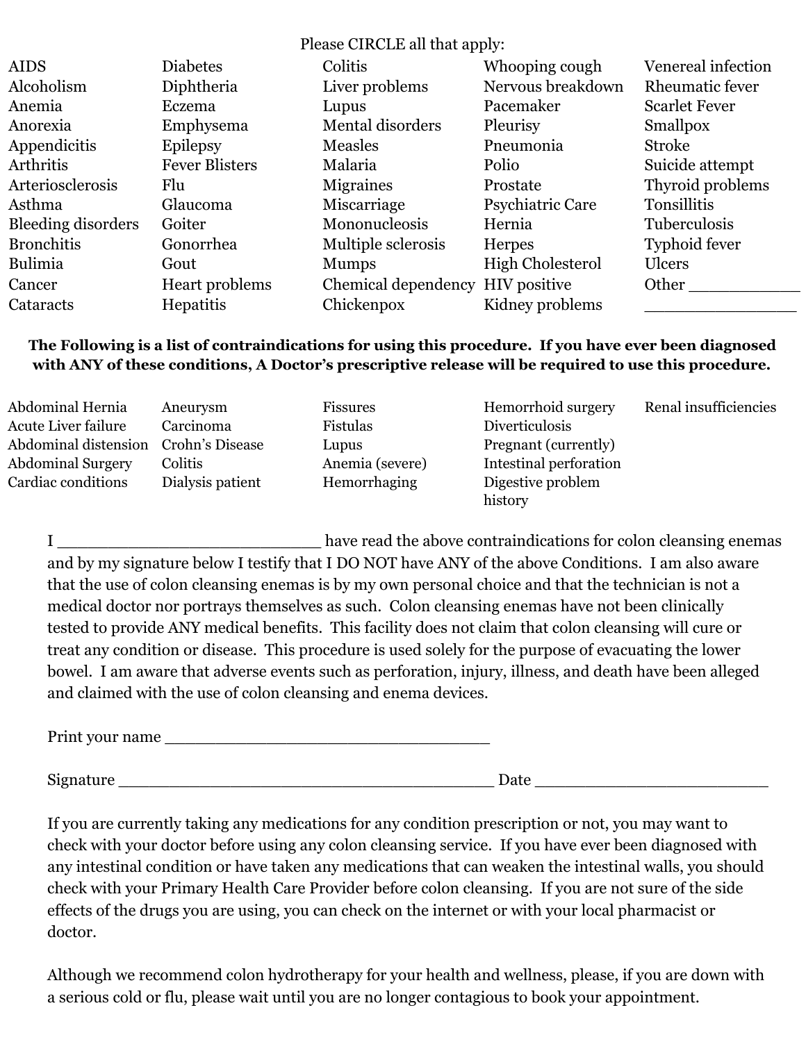Please CIRCLE all that apply:

| | | | | |
|---|---|---|---|---|
| AIDS | Diabetes | Colitis | Whooping cough | Venereal infection |
| Alcoholism | Diphtheria | Liver problems | Nervous breakdown | Rheumatic fever |
| Anemia | Eczema | Lupus | Pacemaker | Scarlet Fever |
| Anorexia | Emphysema | Mental disorders | Pleurisy | Smallpox |
| Appendicitis | Epilepsy | Measles | Pneumonia | Stroke |
| Arthritis | Fever Blisters | Malaria | Polio | Suicide attempt |
| Arteriosclerosis | Flu | Migraines | Prostate | Thyroid problems |
| Asthma | Glaucoma | Miscarriage | Psychiatric Care | Tonsillitis |
| Bleeding disorders | Goiter | Mononucleosis | Hernia | Tuberculosis |
| Bronchitis | Gonorrhea | Multiple sclerosis | Herpes | Typhoid fever |
| Bulimia | Gout | Mumps | High Cholesterol | Ulcers |
| Cancer | Heart problems | Chemical dependency | HIV positive | Other ____________ |
| Cataracts | Hepatitis | Chickenpox | Kidney problems | ________________ |

**The Following is a list of contraindications for using this procedure. If you have ever been diagnosed with ANY of these conditions, A Doctor's prescriptive release will be required to use this procedure.**

| | | | | |
|---|---|---|---|---|
| Abdominal Hernia | Aneurysm | Fissures | Hemorrhoid surgery | Renal insufficiencies |
| Acute Liver failure | Carcinoma | Fistulas | Diverticulosis | |
| Abdominal distension | Crohn's Disease | Lupus | Pregnant (currently) | |
| Abdominal Surgery | Colitis | Anemia (severe) | Intestinal perforation | |
| Cardiac conditions | Dialysis patient | Hemorrhaging | Digestive problem history | |

I ____________________________ have read the above contraindications for colon cleansing enemas and by my signature below I testify that I DO NOT have ANY of the above Conditions. I am also aware that the use of colon cleansing enemas is by my own personal choice and that the technician is not a medical doctor nor portrays themselves as such. Colon cleansing enemas have not been clinically tested to provide ANY medical benefits. This facility does not claim that colon cleansing will cure or treat any condition or disease. This procedure is used solely for the purpose of evacuating the lower bowel. I am aware that adverse events such as perforation, injury, illness, and death have been alleged and claimed with the use of colon cleansing and enema devices.

Print your name ___________________________________

Signature ________________________________________ Date _________________________

If you are currently taking any medications for any condition prescription or not, you may want to check with your doctor before using any colon cleansing service. If you have ever been diagnosed with any intestinal condition or have taken any medications that can weaken the intestinal walls, you should check with your Primary Health Care Provider before colon cleansing. If you are not sure of the side effects of the drugs you are using, you can check on the internet or with your local pharmacist or doctor.

Although we recommend colon hydrotherapy for your health and wellness, please, if you are down with a serious cold or flu, please wait until you are no longer contagious to book your appointment.